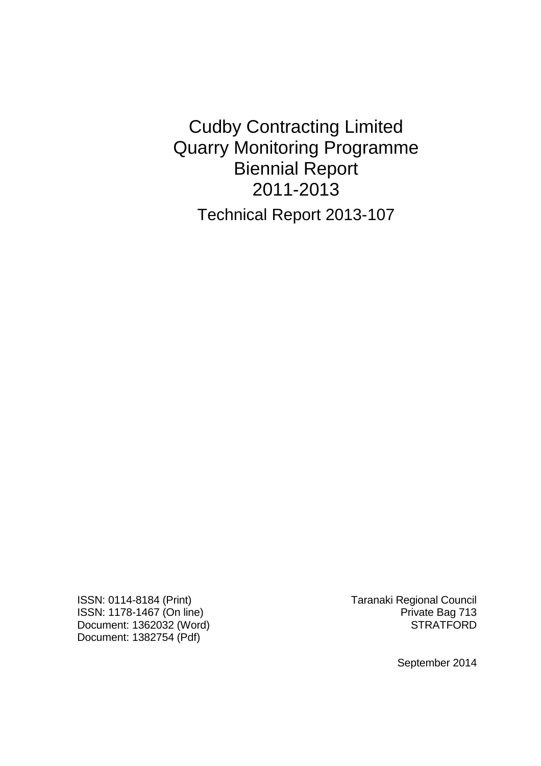# Cudby Contracting Limited
# Quarry Monitoring Programme
# Biennial Report
# 2011-2013

## Technical Report 2013-107

ISSN: 0114-8184 (Print)
ISSN: 1178-1467 (On line)
Document: 1362032 (Word)
Document: 1382754 (Pdf)

Taranaki Regional Council
Private Bag 713
STRATFORD

September 2014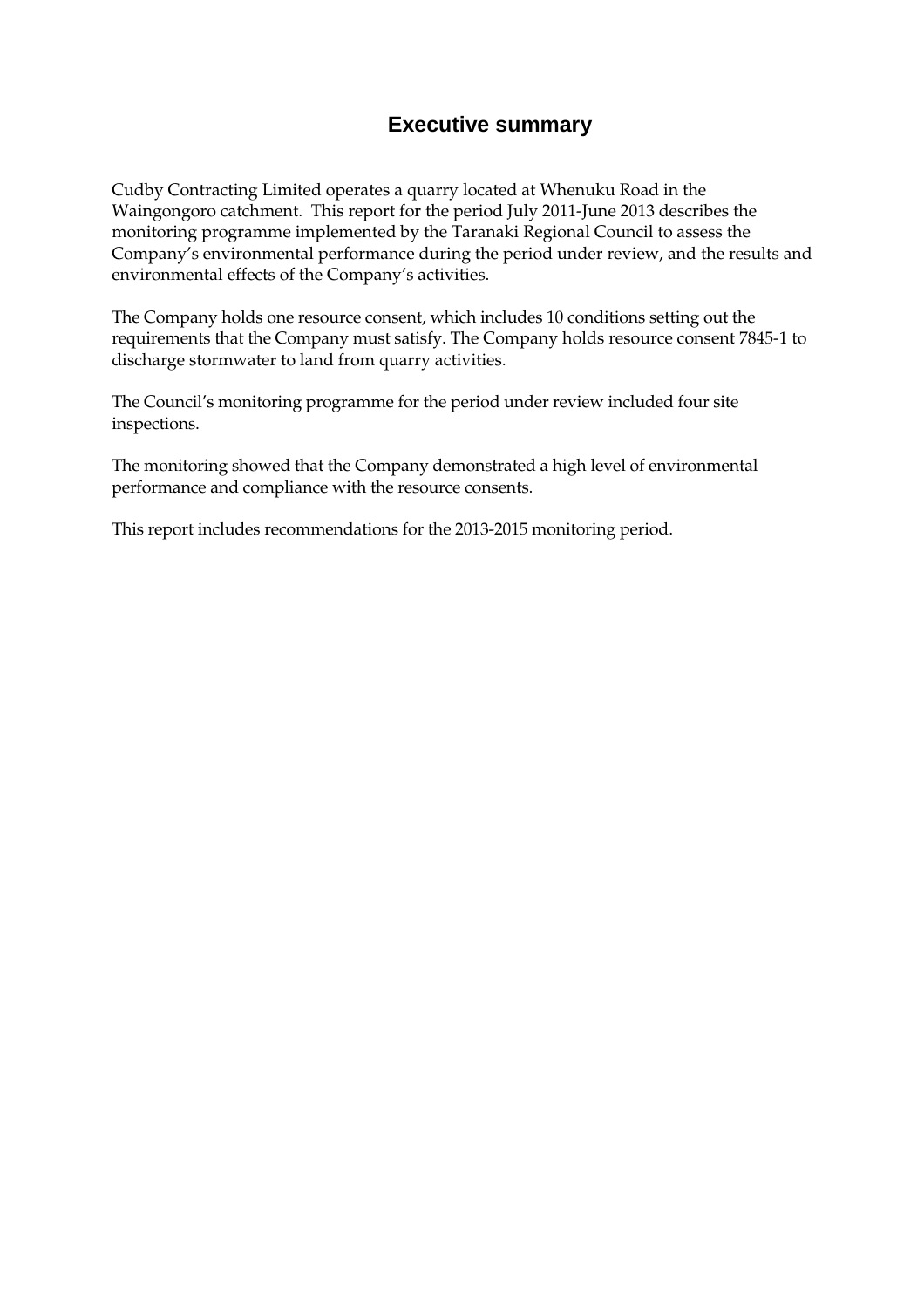# Executive summary

Cudby Contracting Limited operates a quarry located at Whenuku Road in the Waingongoro catchment. This report for the period July 2011-June 2013 describes the monitoring programme implemented by the Taranaki Regional Council to assess the Company's environmental performance during the period under review, and the results and environmental effects of the Company's activities.

The Company holds one resource consent, which includes 10 conditions setting out the requirements that the Company must satisfy. The Company holds resource consent 7845-1 to discharge stormwater to land from quarry activities.

The Council's monitoring programme for the period under review included four site inspections.

The monitoring showed that the Company demonstrated a high level of environmental performance and compliance with the resource consents.

This report includes recommendations for the 2013-2015 monitoring period.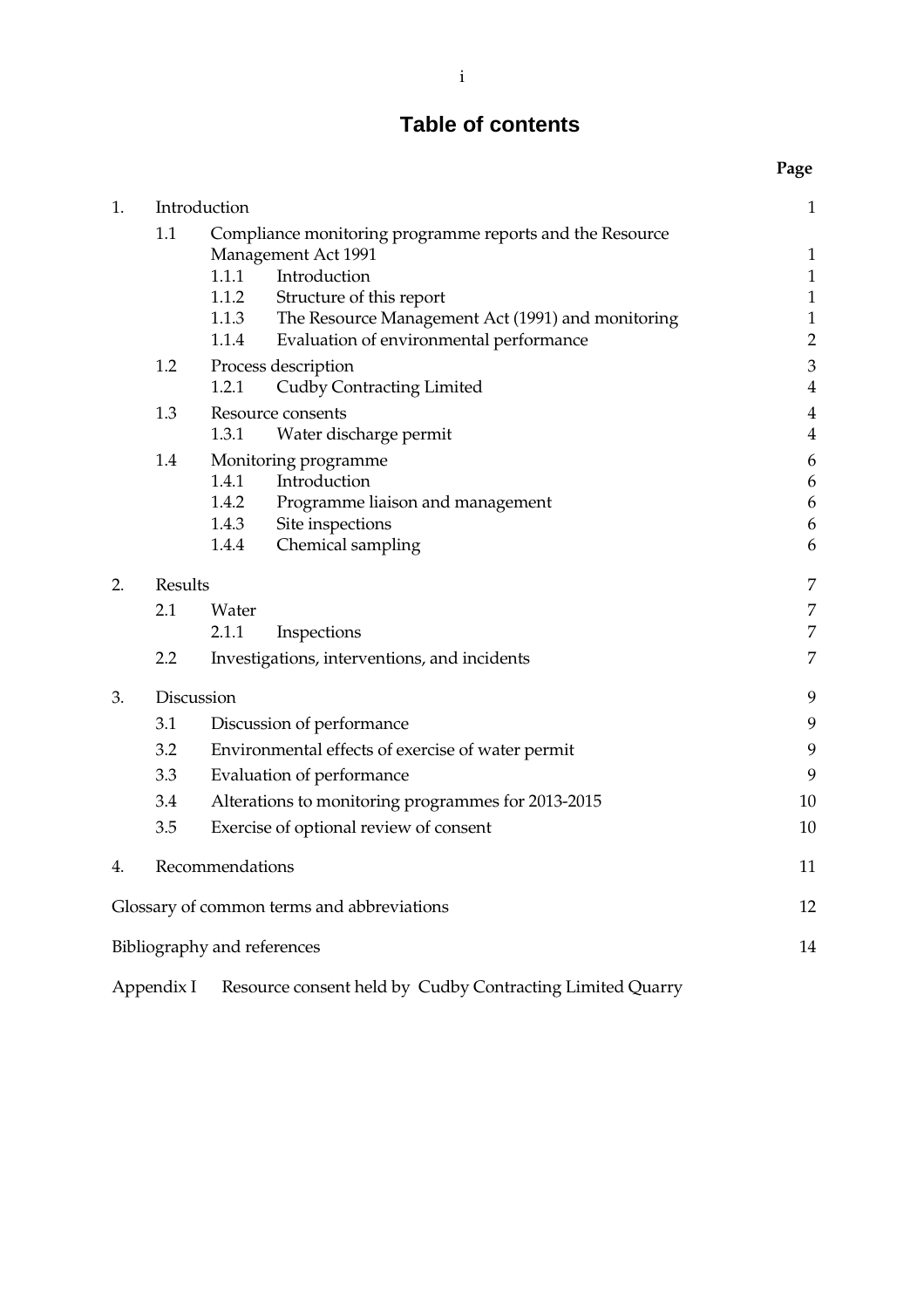# Table of contents

| | | | Page |
|---|---|---|---|
| 1. | Introduction | | 1 |
| | 1.1 | Compliance monitoring programme reports and the Resource Management Act 1991 | 1 |
| | | 1.1.1 Introduction | 1 |
| | | 1.1.2 Structure of this report | 1 |
| | | 1.1.3 The Resource Management Act (1991) and monitoring | 1 |
| | | 1.1.4 Evaluation of environmental performance | 2 |
| | 1.2 | Process description | 3 |
| | | 1.2.1 Cudby Contracting Limited | 4 |
| | 1.3 | Resource consents | 4 |
| | | 1.3.1 Water discharge permit | 4 |
| | 1.4 | Monitoring programme | 6 |
| | | 1.4.1 Introduction | 6 |
| | | 1.4.2 Programme liaison and management | 6 |
| | | 1.4.3 Site inspections | 6 |
| | | 1.4.4 Chemical sampling | 6 |
| 2. | Results | | 7 |
| | 2.1 | Water | 7 |
| | | 2.1.1 Inspections | 7 |
| | 2.2 | Investigations, interventions, and incidents | 7 |
| 3. | Discussion | | 9 |
| | 3.1 | Discussion of performance | 9 |
| | 3.2 | Environmental effects of exercise of water permit | 9 |
| | 3.3 | Evaluation of performance | 9 |
| | 3.4 | Alterations to monitoring programmes for 2013-2015 | 10 |
| | 3.5 | Exercise of optional review of consent | 10 |
| 4. | Recommendations | | 11 |
| Glossary of common terms and abbreviations | | | 12 |
| Bibliography and references | | | 14 |
| Appendix I | Resource consent held by Cudby Contracting Limited Quarry | | |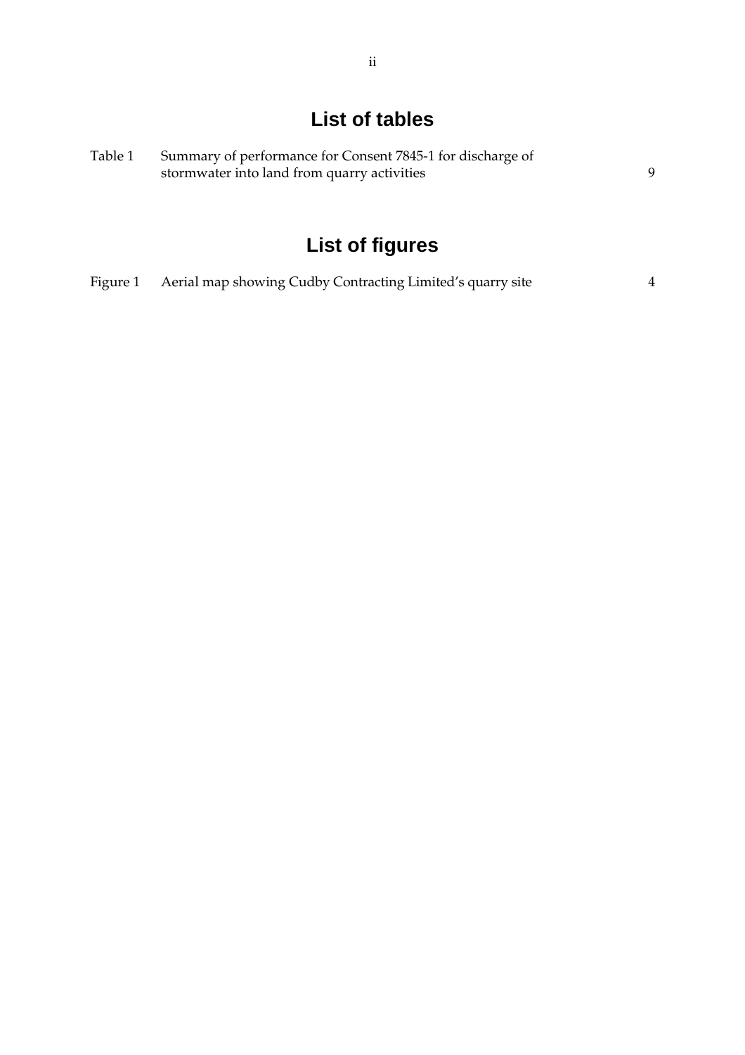## List of tables

| | | |
|---|---|---|
| Table 1 | Summary of performance for Consent 7845-1 for discharge of stormwater into land from quarry activities | 9 |

## List of figures

| | | |
|---|---|---|
| Figure 1 | Aerial map showing Cudby Contracting Limited's quarry site | 4 |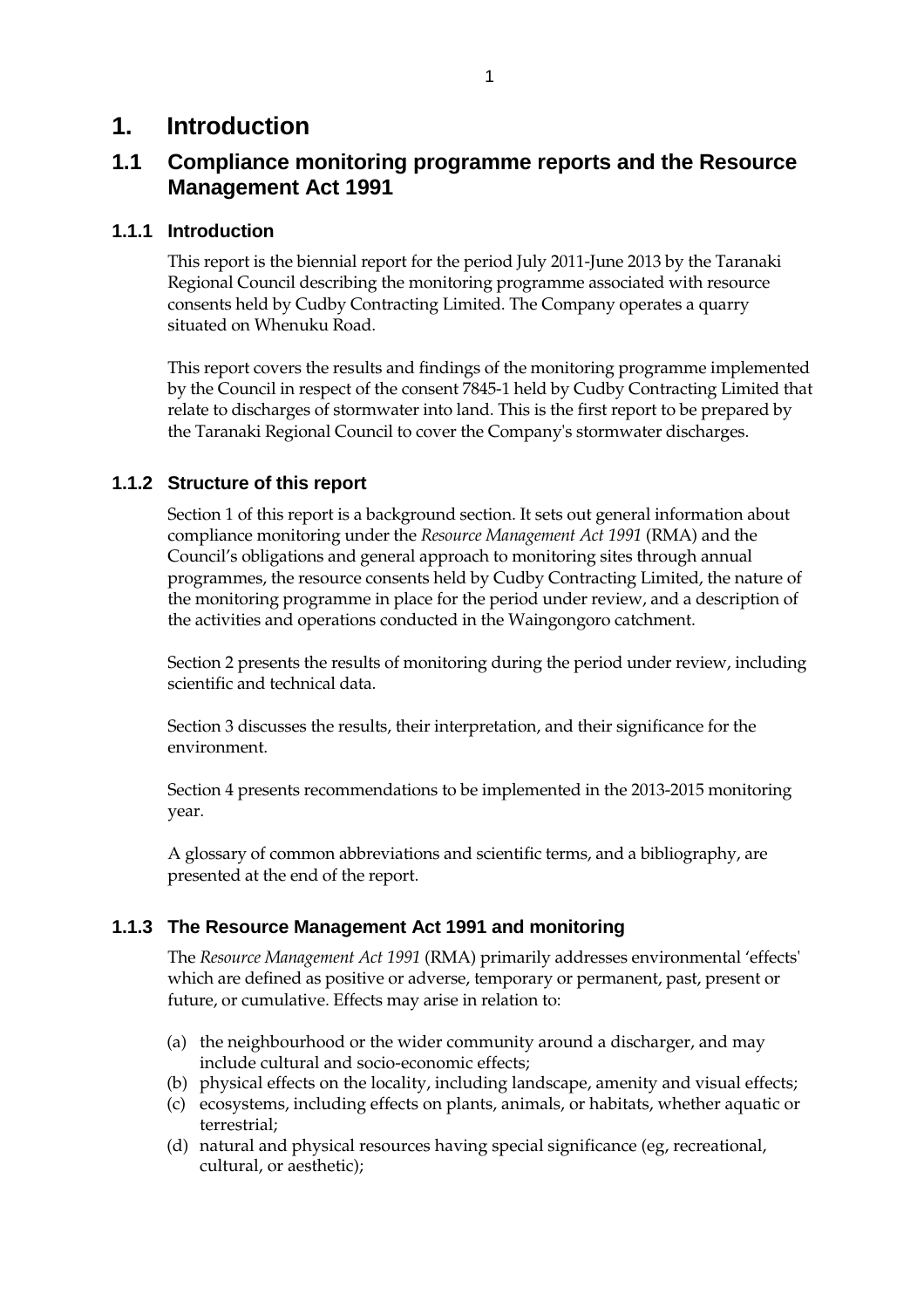# 1. Introduction

## 1.1 Compliance monitoring programme reports and the Resource Management Act 1991

### 1.1.1 Introduction

This report is the biennial report for the period July 2011-June 2013 by the Taranaki Regional Council describing the monitoring programme associated with resource consents held by Cudby Contracting Limited. The Company operates a quarry situated on Whenuku Road.

This report covers the results and findings of the monitoring programme implemented by the Council in respect of the consent 7845-1 held by Cudby Contracting Limited that relate to discharges of stormwater into land. This is the first report to be prepared by the Taranaki Regional Council to cover the Company's stormwater discharges.

### 1.1.2 Structure of this report

Section 1 of this report is a background section. It sets out general information about compliance monitoring under the *Resource Management Act 1991* (RMA) and the Council's obligations and general approach to monitoring sites through annual programmes, the resource consents held by Cudby Contracting Limited, the nature of the monitoring programme in place for the period under review, and a description of the activities and operations conducted in the Waingongoro catchment.

Section 2 presents the results of monitoring during the period under review, including scientific and technical data.

Section 3 discusses the results, their interpretation, and their significance for the environment.

Section 4 presents recommendations to be implemented in the 2013-2015 monitoring year.

A glossary of common abbreviations and scientific terms, and a bibliography, are presented at the end of the report.

### 1.1.3 The Resource Management Act 1991 and monitoring

The *Resource Management Act 1991* (RMA) primarily addresses environmental 'effects' which are defined as positive or adverse, temporary or permanent, past, present or future, or cumulative. Effects may arise in relation to:

(a) the neighbourhood or the wider community around a discharger, and may include cultural and socio-economic effects;
(b) physical effects on the locality, including landscape, amenity and visual effects;
(c) ecosystems, including effects on plants, animals, or habitats, whether aquatic or terrestrial;
(d) natural and physical resources having special significance (eg, recreational, cultural, or aesthetic);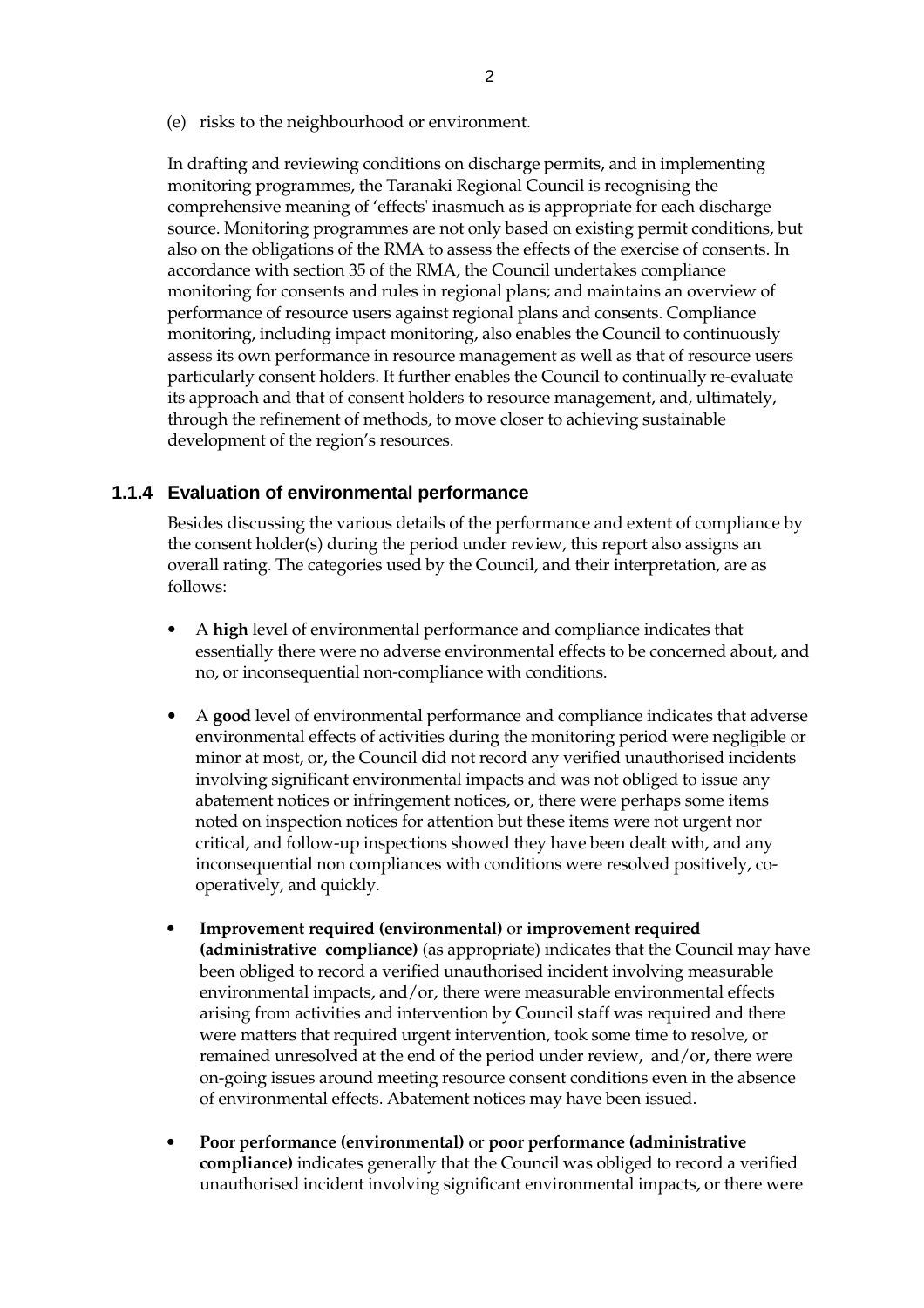(e) risks to the neighbourhood or environment.

In drafting and reviewing conditions on discharge permits, and in implementing monitoring programmes, the Taranaki Regional Council is recognising the comprehensive meaning of 'effects' inasmuch as is appropriate for each discharge source. Monitoring programmes are not only based on existing permit conditions, but also on the obligations of the RMA to assess the effects of the exercise of consents. In accordance with section 35 of the RMA, the Council undertakes compliance monitoring for consents and rules in regional plans; and maintains an overview of performance of resource users against regional plans and consents. Compliance monitoring, including impact monitoring, also enables the Council to continuously assess its own performance in resource management as well as that of resource users particularly consent holders. It further enables the Council to continually re-evaluate its approach and that of consent holders to resource management, and, ultimately, through the refinement of methods, to move closer to achieving sustainable development of the region's resources.

### 1.1.4 Evaluation of environmental performance

Besides discussing the various details of the performance and extent of compliance by the consent holder(s) during the period under review, this report also assigns an overall rating. The categories used by the Council, and their interpretation, are as follows:

- A **high** level of environmental performance and compliance indicates that essentially there were no adverse environmental effects to be concerned about, and no, or inconsequential non-compliance with conditions.

- A **good** level of environmental performance and compliance indicates that adverse environmental effects of activities during the monitoring period were negligible or minor at most, or, the Council did not record any verified unauthorised incidents involving significant environmental impacts and was not obliged to issue any abatement notices or infringement notices, or, there were perhaps some items noted on inspection notices for attention but these items were not urgent nor critical, and follow-up inspections showed they have been dealt with, and any inconsequential non compliances with conditions were resolved positively, co-operatively, and quickly.

- **Improvement required (environmental)** or **improvement required (administrative compliance)** (as appropriate) indicates that the Council may have been obliged to record a verified unauthorised incident involving measurable environmental impacts, and/or, there were measurable environmental effects arising from activities and intervention by Council staff was required and there were matters that required urgent intervention, took some time to resolve, or remained unresolved at the end of the period under review, and/or, there were on-going issues around meeting resource consent conditions even in the absence of environmental effects. Abatement notices may have been issued.

- **Poor performance (environmental)** or **poor performance (administrative compliance)** indicates generally that the Council was obliged to record a verified unauthorised incident involving significant environmental impacts, or there were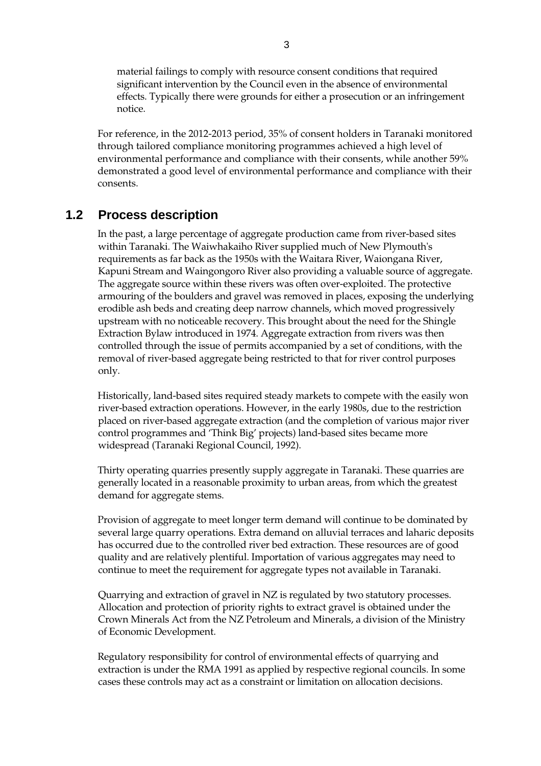material failings to comply with resource consent conditions that required significant intervention by the Council even in the absence of environmental effects. Typically there were grounds for either a prosecution or an infringement notice.

For reference, in the 2012-2013 period, 35% of consent holders in Taranaki monitored through tailored compliance monitoring programmes achieved a high level of environmental performance and compliance with their consents, while another 59% demonstrated a good level of environmental performance and compliance with their consents.

## 1.2 Process description

In the past, a large percentage of aggregate production came from river-based sites within Taranaki. The Waiwhakaiho River supplied much of New Plymouth's requirements as far back as the 1950s with the Waitara River, Waiongana River, Kapuni Stream and Waingongoro River also providing a valuable source of aggregate. The aggregate source within these rivers was often over-exploited. The protective armouring of the boulders and gravel was removed in places, exposing the underlying erodible ash beds and creating deep narrow channels, which moved progressively upstream with no noticeable recovery. This brought about the need for the Shingle Extraction Bylaw introduced in 1974. Aggregate extraction from rivers was then controlled through the issue of permits accompanied by a set of conditions, with the removal of river-based aggregate being restricted to that for river control purposes only.

Historically, land-based sites required steady markets to compete with the easily won river-based extraction operations. However, in the early 1980s, due to the restriction placed on river-based aggregate extraction (and the completion of various major river control programmes and 'Think Big' projects) land-based sites became more widespread (Taranaki Regional Council, 1992).

Thirty operating quarries presently supply aggregate in Taranaki. These quarries are generally located in a reasonable proximity to urban areas, from which the greatest demand for aggregate stems.

Provision of aggregate to meet longer term demand will continue to be dominated by several large quarry operations. Extra demand on alluvial terraces and laharic deposits has occurred due to the controlled river bed extraction. These resources are of good quality and are relatively plentiful. Importation of various aggregates may need to continue to meet the requirement for aggregate types not available in Taranaki.

Quarrying and extraction of gravel in NZ is regulated by two statutory processes. Allocation and protection of priority rights to extract gravel is obtained under the Crown Minerals Act from the NZ Petroleum and Minerals, a division of the Ministry of Economic Development.

Regulatory responsibility for control of environmental effects of quarrying and extraction is under the RMA 1991 as applied by respective regional councils. In some cases these controls may act as a constraint or limitation on allocation decisions.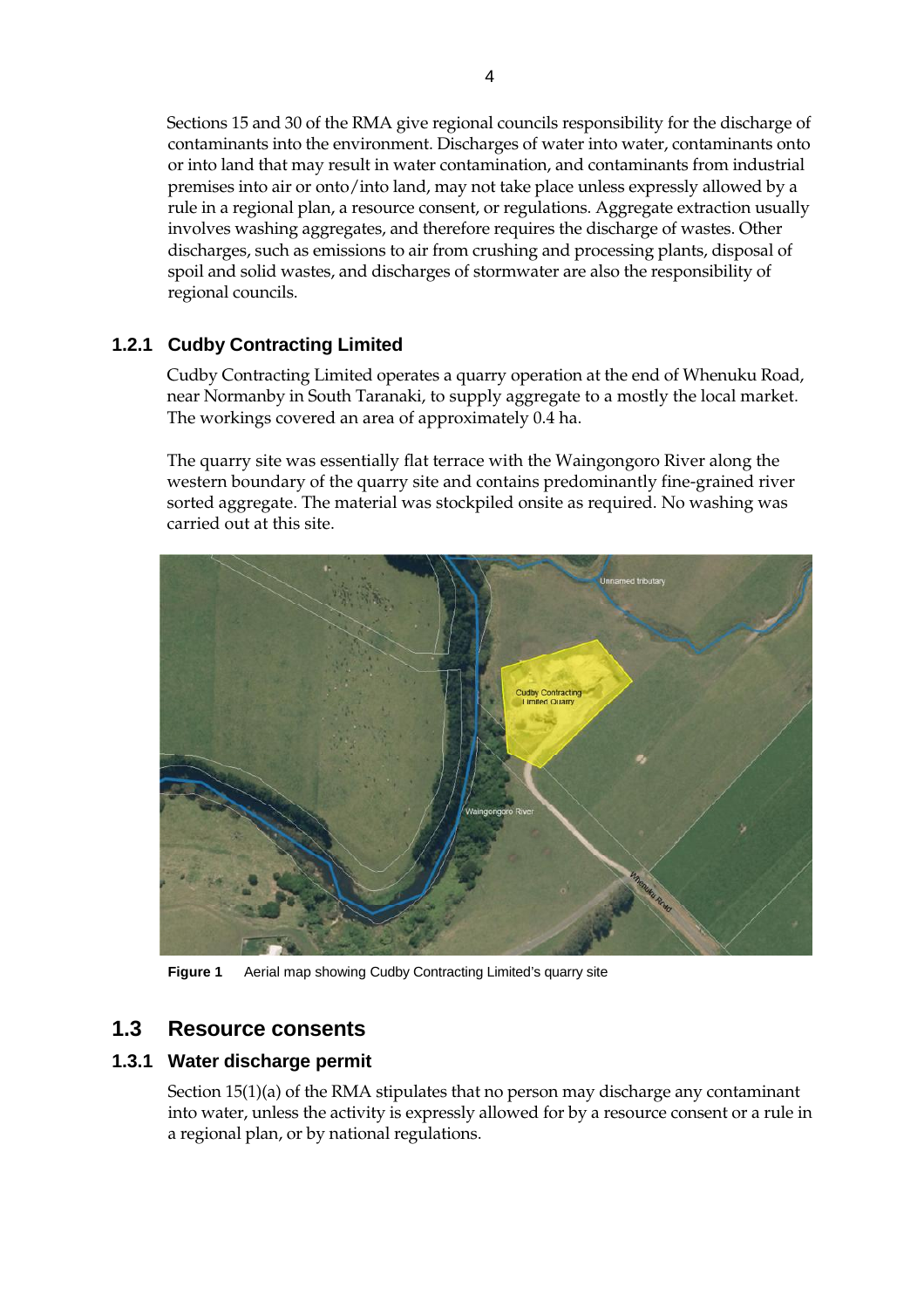Sections 15 and 30 of the RMA give regional councils responsibility for the discharge of contaminants into the environment. Discharges of water into water, contaminants onto or into land that may result in water contamination, and contaminants from industrial premises into air or onto/into land, may not take place unless expressly allowed by a rule in a regional plan, a resource consent, or regulations. Aggregate extraction usually involves washing aggregates, and therefore requires the discharge of wastes. Other discharges, such as emissions to air from crushing and processing plants, disposal of spoil and solid wastes, and discharges of stormwater are also the responsibility of regional councils.

### 1.2.1 Cudby Contracting Limited

Cudby Contracting Limited operates a quarry operation at the end of Whenuku Road, near Normanby in South Taranaki, to supply aggregate to a mostly the local market. The workings covered an area of approximately 0.4 ha.

The quarry site was essentially flat terrace with the Waingongoro River along the western boundary of the quarry site and contains predominantly fine-grained river sorted aggregate. The material was stockpiled onsite as required. No washing was carried out at this site.

**Figure 1** Aerial map showing Cudby Contracting Limited's quarry site

## 1.3 Resource consents

### 1.3.1 Water discharge permit

Section 15(1)(a) of the RMA stipulates that no person may discharge any contaminant into water, unless the activity is expressly allowed for by a resource consent or a rule in a regional plan, or by national regulations.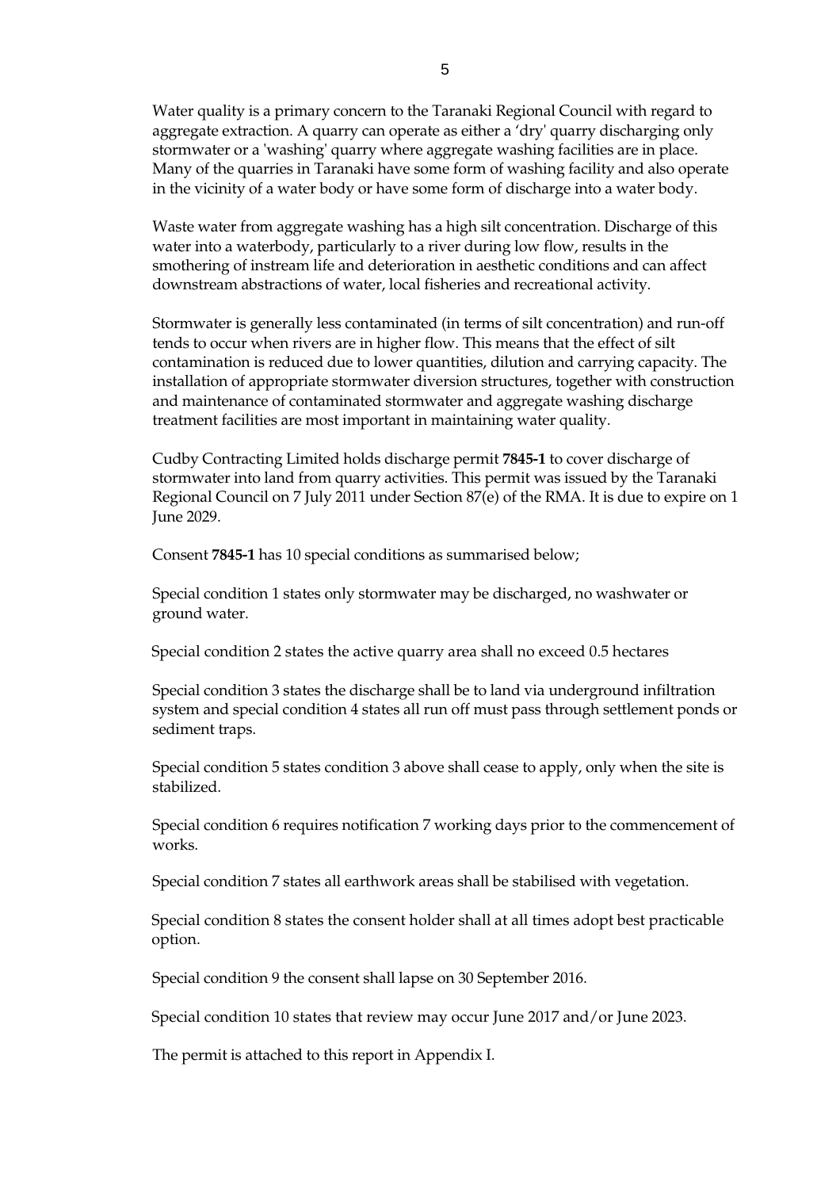Water quality is a primary concern to the Taranaki Regional Council with regard to aggregate extraction. A quarry can operate as either a 'dry' quarry discharging only stormwater or a 'washing' quarry where aggregate washing facilities are in place. Many of the quarries in Taranaki have some form of washing facility and also operate in the vicinity of a water body or have some form of discharge into a water body.

Waste water from aggregate washing has a high silt concentration. Discharge of this water into a waterbody, particularly to a river during low flow, results in the smothering of instream life and deterioration in aesthetic conditions and can affect downstream abstractions of water, local fisheries and recreational activity.

Stormwater is generally less contaminated (in terms of silt concentration) and run-off tends to occur when rivers are in higher flow. This means that the effect of silt contamination is reduced due to lower quantities, dilution and carrying capacity. The installation of appropriate stormwater diversion structures, together with construction and maintenance of contaminated stormwater and aggregate washing discharge treatment facilities are most important in maintaining water quality.

Cudby Contracting Limited holds discharge permit **7845-1** to cover discharge of stormwater into land from quarry activities. This permit was issued by the Taranaki Regional Council on 7 July 2011 under Section 87(e) of the RMA. It is due to expire on 1 June 2029.

Consent **7845-1** has 10 special conditions as summarised below;

Special condition 1 states only stormwater may be discharged, no washwater or ground water.

Special condition 2 states the active quarry area shall no exceed 0.5 hectares

Special condition 3 states the discharge shall be to land via underground infiltration system and special condition 4 states all run off must pass through settlement ponds or sediment traps.

Special condition 5 states condition 3 above shall cease to apply, only when the site is stabilized.

Special condition 6 requires notification 7 working days prior to the commencement of works.

Special condition 7 states all earthwork areas shall be stabilised with vegetation.

Special condition 8 states the consent holder shall at all times adopt best practicable option.

Special condition 9 the consent shall lapse on 30 September 2016.

Special condition 10 states that review may occur June 2017 and/or June 2023.

The permit is attached to this report in Appendix I.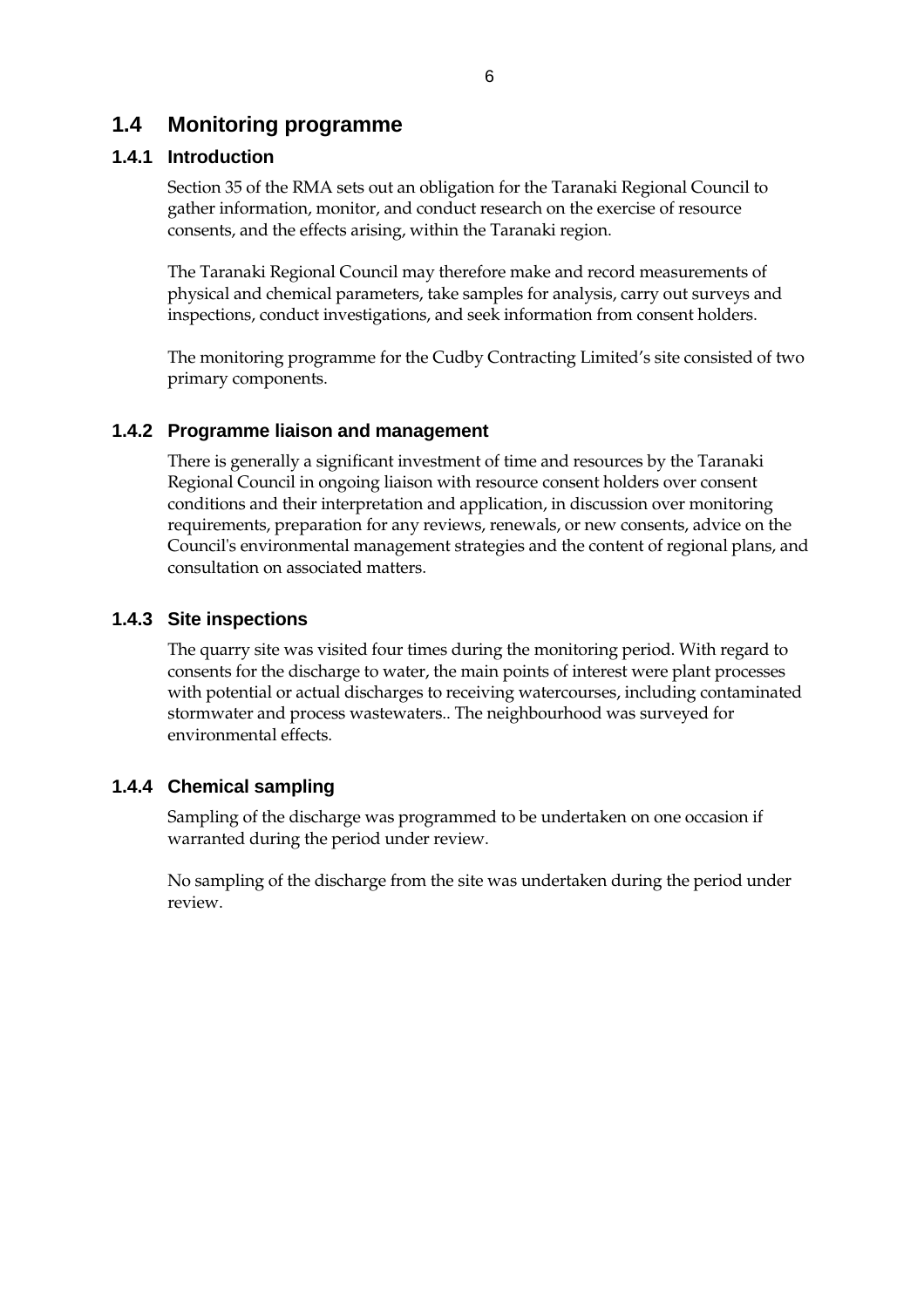## 1.4 Monitoring programme

### 1.4.1 Introduction

Section 35 of the RMA sets out an obligation for the Taranaki Regional Council to gather information, monitor, and conduct research on the exercise of resource consents, and the effects arising, within the Taranaki region.

The Taranaki Regional Council may therefore make and record measurements of physical and chemical parameters, take samples for analysis, carry out surveys and inspections, conduct investigations, and seek information from consent holders.

The monitoring programme for the Cudby Contracting Limited's site consisted of two primary components.

### 1.4.2 Programme liaison and management

There is generally a significant investment of time and resources by the Taranaki Regional Council in ongoing liaison with resource consent holders over consent conditions and their interpretation and application, in discussion over monitoring requirements, preparation for any reviews, renewals, or new consents, advice on the Council's environmental management strategies and the content of regional plans, and consultation on associated matters.

### 1.4.3 Site inspections

The quarry site was visited four times during the monitoring period. With regard to consents for the discharge to water, the main points of interest were plant processes with potential or actual discharges to receiving watercourses, including contaminated stormwater and process wastewaters.. The neighbourhood was surveyed for environmental effects.

### 1.4.4 Chemical sampling

Sampling of the discharge was programmed to be undertaken on one occasion if warranted during the period under review.

No sampling of the discharge from the site was undertaken during the period under review.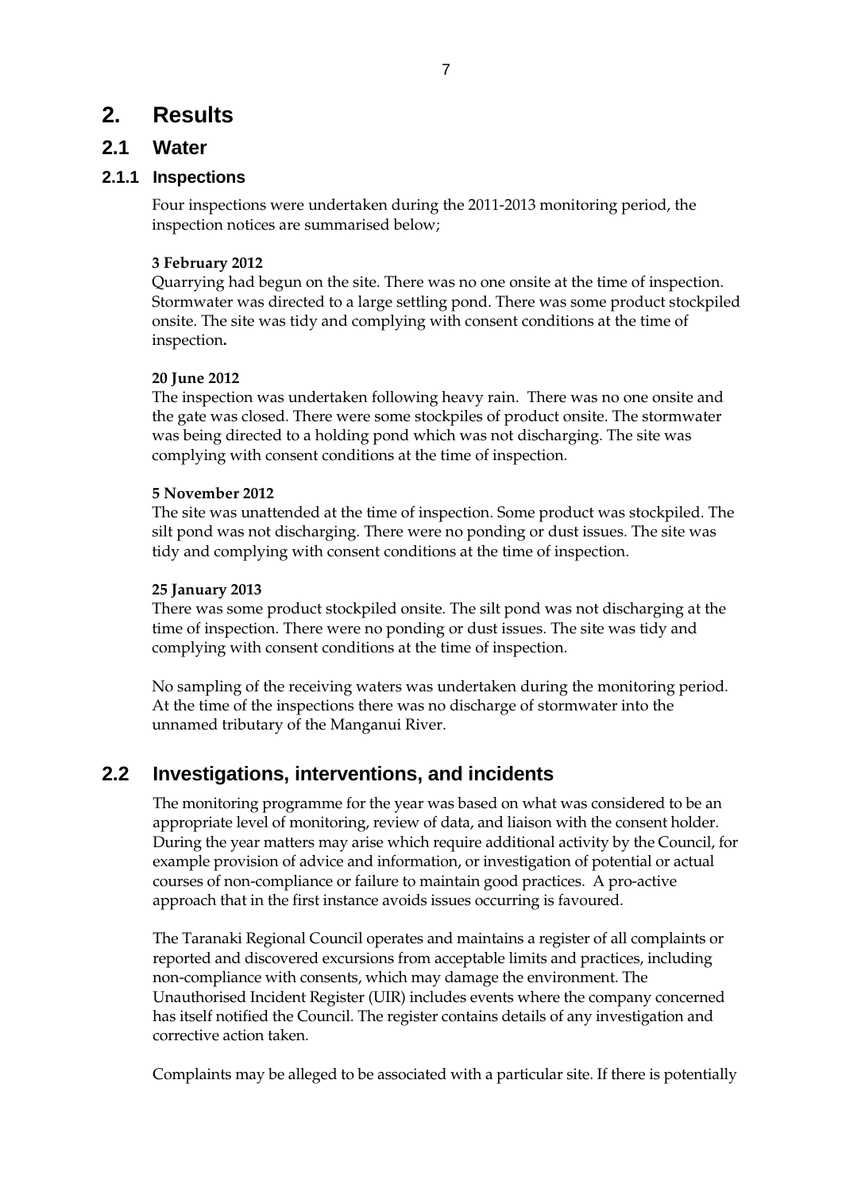# 2. Results

## 2.1 Water

### 2.1.1 Inspections

Four inspections were undertaken during the 2011-2013 monitoring period, the inspection notices are summarised below;

**3 February 2012**
Quarrying had begun on the site. There was no one onsite at the time of inspection. Stormwater was directed to a large settling pond. There was some product stockpiled onsite. The site was tidy and complying with consent conditions at the time of inspection**.**

**20 June 2012**
The inspection was undertaken following heavy rain. There was no one onsite and the gate was closed. There were some stockpiles of product onsite. The stormwater was being directed to a holding pond which was not discharging. The site was complying with consent conditions at the time of inspection.

**5 November 2012**
The site was unattended at the time of inspection. Some product was stockpiled. The silt pond was not discharging. There were no ponding or dust issues. The site was tidy and complying with consent conditions at the time of inspection.

**25 January 2013**
There was some product stockpiled onsite. The silt pond was not discharging at the time of inspection. There were no ponding or dust issues. The site was tidy and complying with consent conditions at the time of inspection.

No sampling of the receiving waters was undertaken during the monitoring period. At the time of the inspections there was no discharge of stormwater into the unnamed tributary of the Manganui River.

## 2.2 Investigations, interventions, and incidents

The monitoring programme for the year was based on what was considered to be an appropriate level of monitoring, review of data, and liaison with the consent holder. During the year matters may arise which require additional activity by the Council, for example provision of advice and information, or investigation of potential or actual courses of non-compliance or failure to maintain good practices. A pro-active approach that in the first instance avoids issues occurring is favoured.

The Taranaki Regional Council operates and maintains a register of all complaints or reported and discovered excursions from acceptable limits and practices, including non-compliance with consents, which may damage the environment. The Unauthorised Incident Register (UIR) includes events where the company concerned has itself notified the Council. The register contains details of any investigation and corrective action taken.

Complaints may be alleged to be associated with a particular site. If there is potentially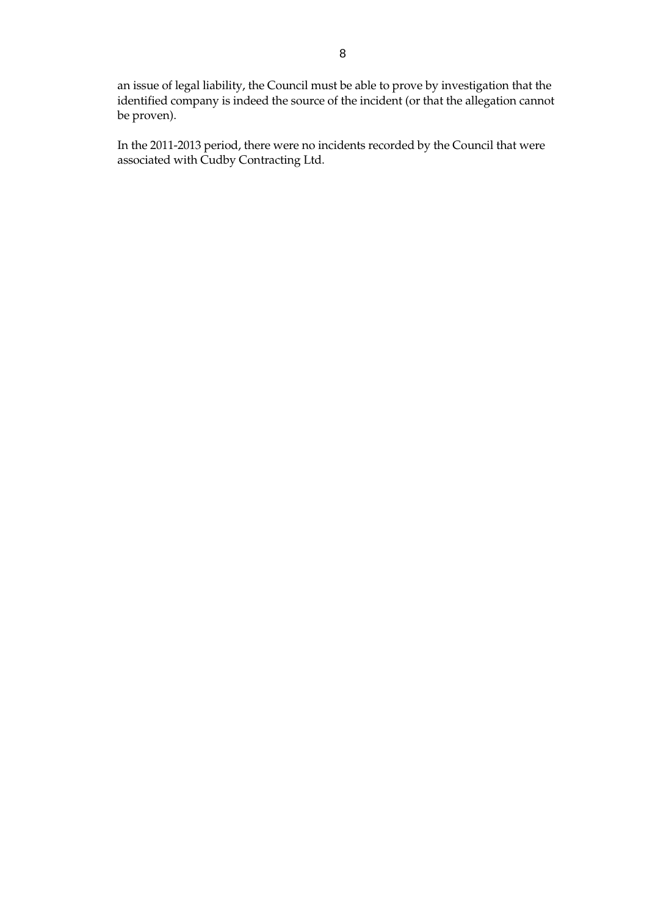an issue of legal liability, the Council must be able to prove by investigation that the identified company is indeed the source of the incident (or that the allegation cannot be proven).

In the 2011-2013 period, there were no incidents recorded by the Council that were associated with Cudby Contracting Ltd.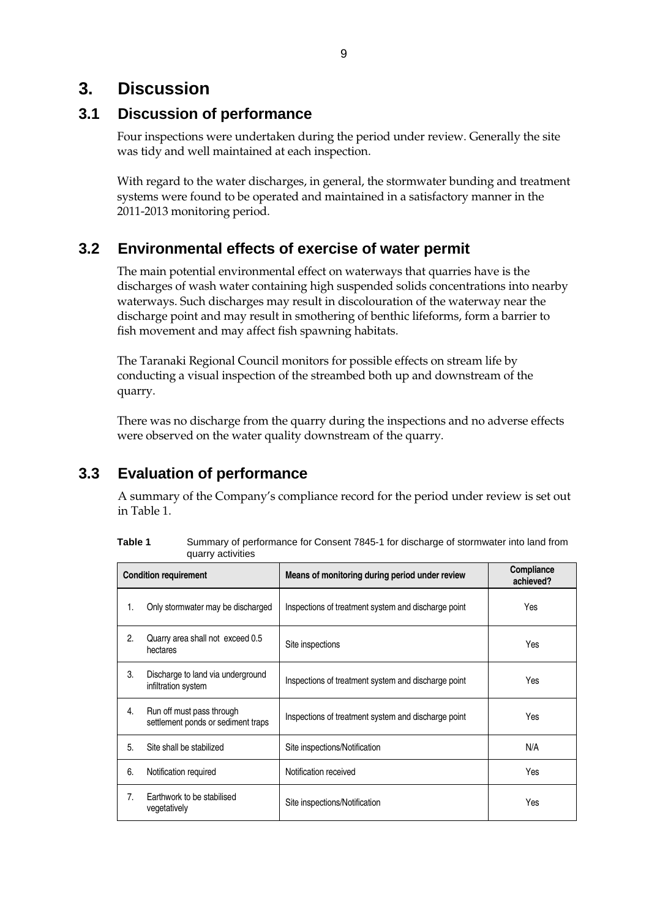# 3. Discussion

## 3.1 Discussion of performance

Four inspections were undertaken during the period under review. Generally the site was tidy and well maintained at each inspection.

With regard to the water discharges, in general, the stormwater bunding and treatment systems were found to be operated and maintained in a satisfactory manner in the 2011-2013 monitoring period.

## 3.2 Environmental effects of exercise of water permit

The main potential environmental effect on waterways that quarries have is the discharges of wash water containing high suspended solids concentrations into nearby waterways. Such discharges may result in discolouration of the waterway near the discharge point and may result in smothering of benthic lifeforms, form a barrier to fish movement and may affect fish spawning habitats.

The Taranaki Regional Council monitors for possible effects on stream life by conducting a visual inspection of the streambed both up and downstream of the quarry.

There was no discharge from the quarry during the inspections and no adverse effects were observed on the water quality downstream of the quarry.

## 3.3 Evaluation of performance

A summary of the Company's compliance record for the period under review is set out in Table 1.

**Table 1** Summary of performance for Consent 7845-1 for discharge of stormwater into land from quarry activities

| Condition requirement | Means of monitoring during period under review | Compliance achieved? |
|---|---|---|
| 1. Only stormwater may be discharged | Inspections of treatment system and discharge point | Yes |
| 2. Quarry area shall not exceed 0.5 hectares | Site inspections | Yes |
| 3. Discharge to land via underground infiltration system | Inspections of treatment system and discharge point | Yes |
| 4. Run off must pass through settlement ponds or sediment traps | Inspections of treatment system and discharge point | Yes |
| 5. Site shall be stabilized | Site inspections/Notification | N/A |
| 6. Notification required | Notification received | Yes |
| 7. Earthwork to be stabilised vegetatively | Site inspections/Notification | Yes |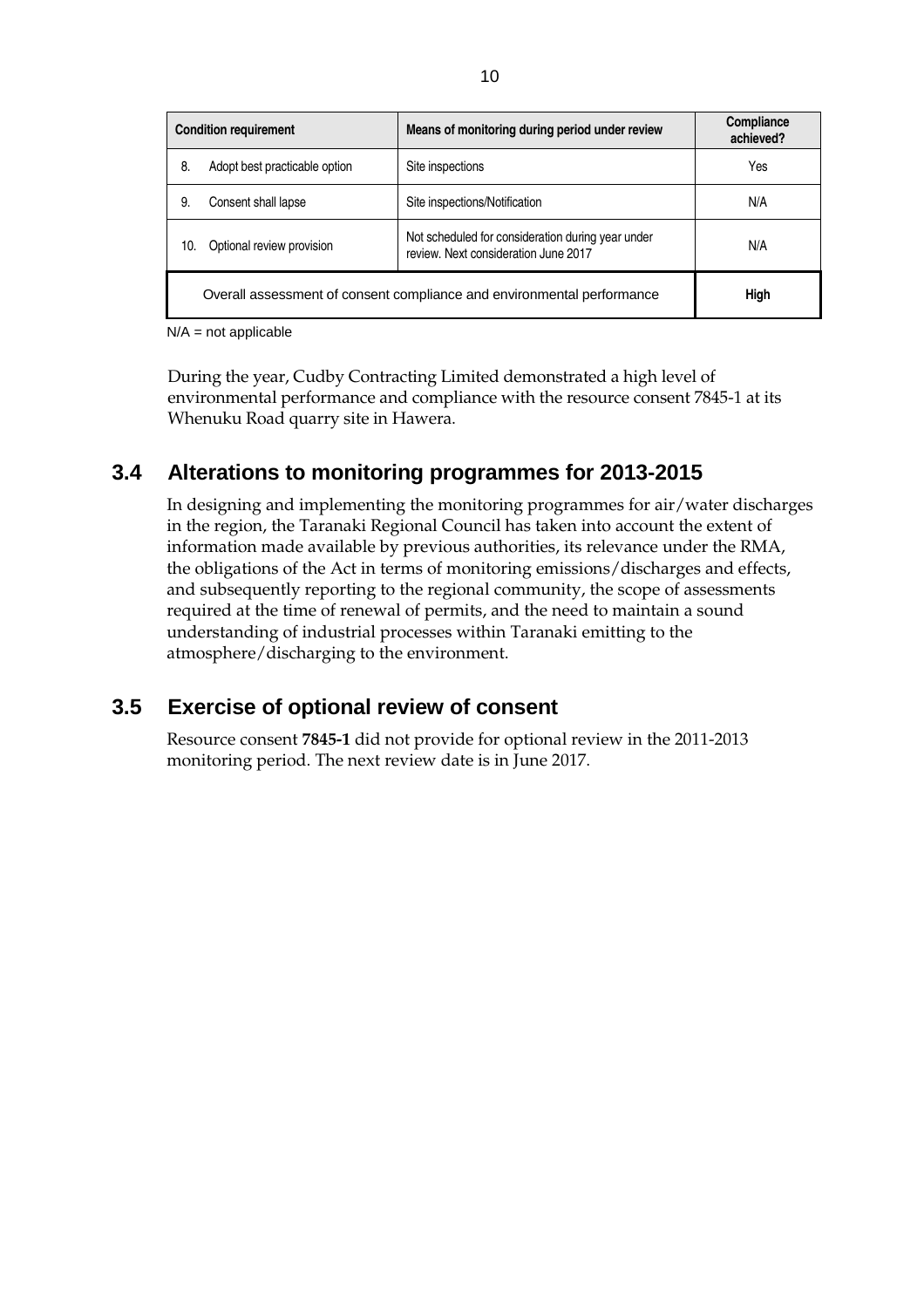| Condition requirement | Means of monitoring during period under review | Compliance achieved? |
|---|---|---|
| 8. Adopt best practicable option | Site inspections | Yes |
| 9. Consent shall lapse | Site inspections/Notification | N/A |
| 10. Optional review provision | Not scheduled for consideration during year under review. Next consideration June 2017 | N/A |
| Overall assessment of consent compliance and environmental performance | | **High** |

N/A = not applicable

During the year, Cudby Contracting Limited demonstrated a high level of environmental performance and compliance with the resource consent 7845-1 at its Whenuku Road quarry site in Hawera.

## 3.4 Alterations to monitoring programmes for 2013-2015

In designing and implementing the monitoring programmes for air/water discharges in the region, the Taranaki Regional Council has taken into account the extent of information made available by previous authorities, its relevance under the RMA, the obligations of the Act in terms of monitoring emissions/discharges and effects, and subsequently reporting to the regional community, the scope of assessments required at the time of renewal of permits, and the need to maintain a sound understanding of industrial processes within Taranaki emitting to the atmosphere/discharging to the environment.

## 3.5 Exercise of optional review of consent

Resource consent **7845-1** did not provide for optional review in the 2011-2013 monitoring period. The next review date is in June 2017.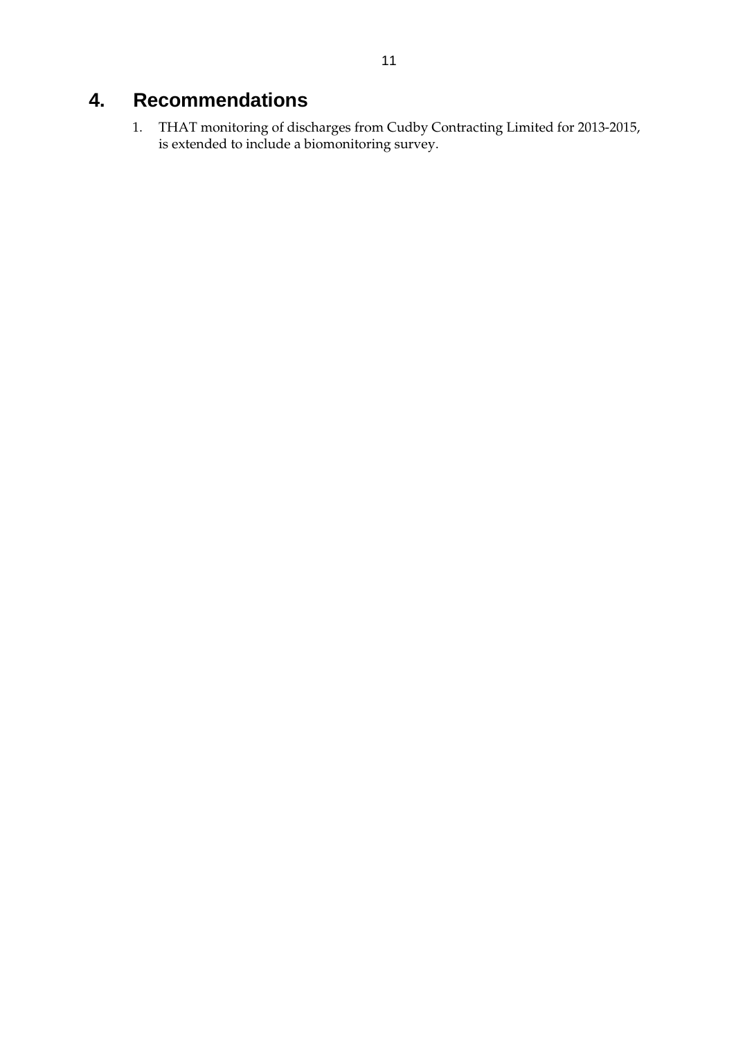# 4. Recommendations

1. THAT monitoring of discharges from Cudby Contracting Limited for 2013-2015, is extended to include a biomonitoring survey.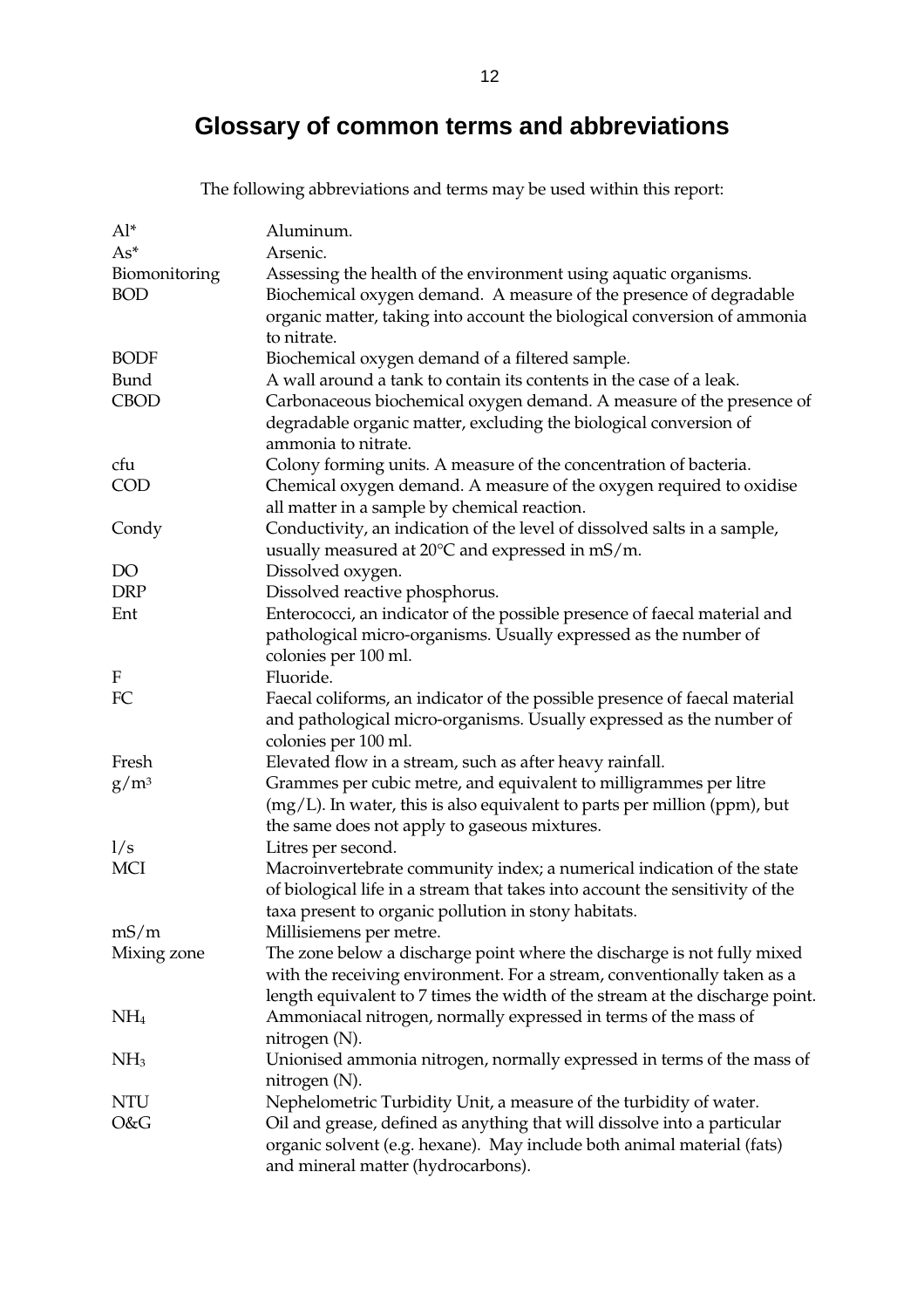# Glossary of common terms and abbreviations

The following abbreviations and terms may be used within this report:

| | |
|---|---|
| Al* | Aluminum. |
| As* | Arsenic. |
| Biomonitoring | Assessing the health of the environment using aquatic organisms. |
| BOD | Biochemical oxygen demand. A measure of the presence of degradable organic matter, taking into account the biological conversion of ammonia to nitrate. |
| BODF | Biochemical oxygen demand of a filtered sample. |
| Bund | A wall around a tank to contain its contents in the case of a leak. |
| CBOD | Carbonaceous biochemical oxygen demand. A measure of the presence of degradable organic matter, excluding the biological conversion of ammonia to nitrate. |
| cfu | Colony forming units. A measure of the concentration of bacteria. |
| COD | Chemical oxygen demand. A measure of the oxygen required to oxidise all matter in a sample by chemical reaction. |
| Condy | Conductivity, an indication of the level of dissolved salts in a sample, usually measured at 20°C and expressed in mS/m. |
| DO | Dissolved oxygen. |
| DRP | Dissolved reactive phosphorus. |
| Ent | Enterococci, an indicator of the possible presence of faecal material and pathological micro-organisms. Usually expressed as the number of colonies per 100 ml. |
| F | Fluoride. |
| FC | Faecal coliforms, an indicator of the possible presence of faecal material and pathological micro-organisms. Usually expressed as the number of colonies per 100 ml. |
| Fresh | Elevated flow in a stream, such as after heavy rainfall. |
| $g/m^3$ | Grammes per cubic metre, and equivalent to milligrammes per litre (mg/L). In water, this is also equivalent to parts per million (ppm), but the same does not apply to gaseous mixtures. |
| l/s | Litres per second. |
| MCI | Macroinvertebrate community index; a numerical indication of the state of biological life in a stream that takes into account the sensitivity of the taxa present to organic pollution in stony habitats. |
| mS/m | Millisiemens per metre. |
| Mixing zone | The zone below a discharge point where the discharge is not fully mixed with the receiving environment. For a stream, conventionally taken as a length equivalent to 7 times the width of the stream at the discharge point. |
| $NH_4$ | Ammoniacal nitrogen, normally expressed in terms of the mass of nitrogen (N). |
| $NH_3$ | Unionised ammonia nitrogen, normally expressed in terms of the mass of nitrogen (N). |
| NTU | Nephelometric Turbidity Unit, a measure of the turbidity of water. |
| O&G | Oil and grease, defined as anything that will dissolve into a particular organic solvent (e.g. hexane). May include both animal material (fats) and mineral matter (hydrocarbons). |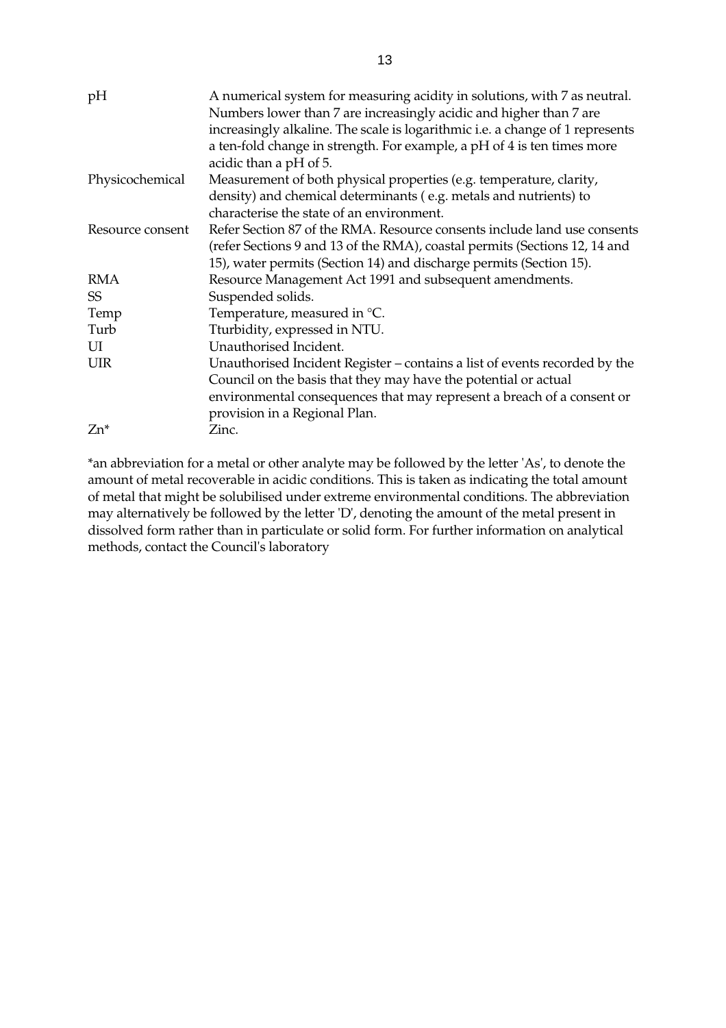| | |
|---|---|
| pH | A numerical system for measuring acidity in solutions, with 7 as neutral. Numbers lower than 7 are increasingly acidic and higher than 7 are increasingly alkaline. The scale is logarithmic i.e. a change of 1 represents a ten-fold change in strength. For example, a pH of 4 is ten times more acidic than a pH of 5. |
| Physicochemical | Measurement of both physical properties (e.g. temperature, clarity, density) and chemical determinants ( e.g. metals and nutrients) to characterise the state of an environment. |
| Resource consent | Refer Section 87 of the RMA. Resource consents include land use consents (refer Sections 9 and 13 of the RMA), coastal permits (Sections 12, 14 and 15), water permits (Section 14) and discharge permits (Section 15). |
| RMA | Resource Management Act 1991 and subsequent amendments. |
| SS | Suspended solids. |
| Temp | Temperature, measured in °C. |
| Turb | Tturbidity, expressed in NTU. |
| UI | Unauthorised Incident. |
| UIR | Unauthorised Incident Register – contains a list of events recorded by the Council on the basis that they may have the potential or actual environmental consequences that may represent a breach of a consent or provision in a Regional Plan. |
| Zn* | Zinc. |

*an abbreviation for a metal or other analyte may be followed by the letter 'As', to denote the amount of metal recoverable in acidic conditions. This is taken as indicating the total amount of metal that might be solubilised under extreme environmental conditions. The abbreviation may alternatively be followed by the letter 'D', denoting the amount of the metal present in dissolved form rather than in particulate or solid form. For further information on analytical methods, contact the Council's laboratory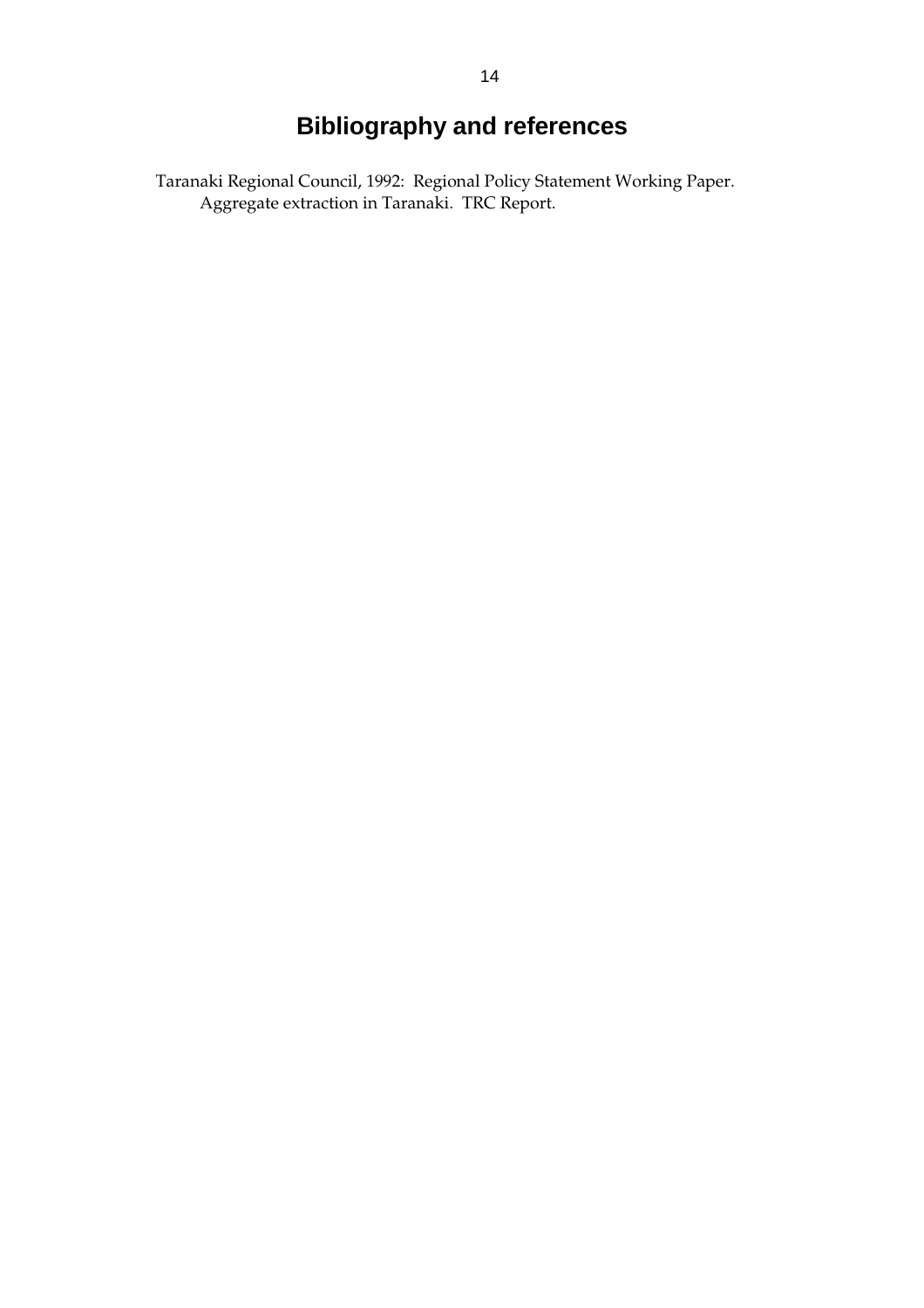# Bibliography and references

Taranaki Regional Council, 1992: Regional Policy Statement Working Paper. Aggregate extraction in Taranaki. TRC Report.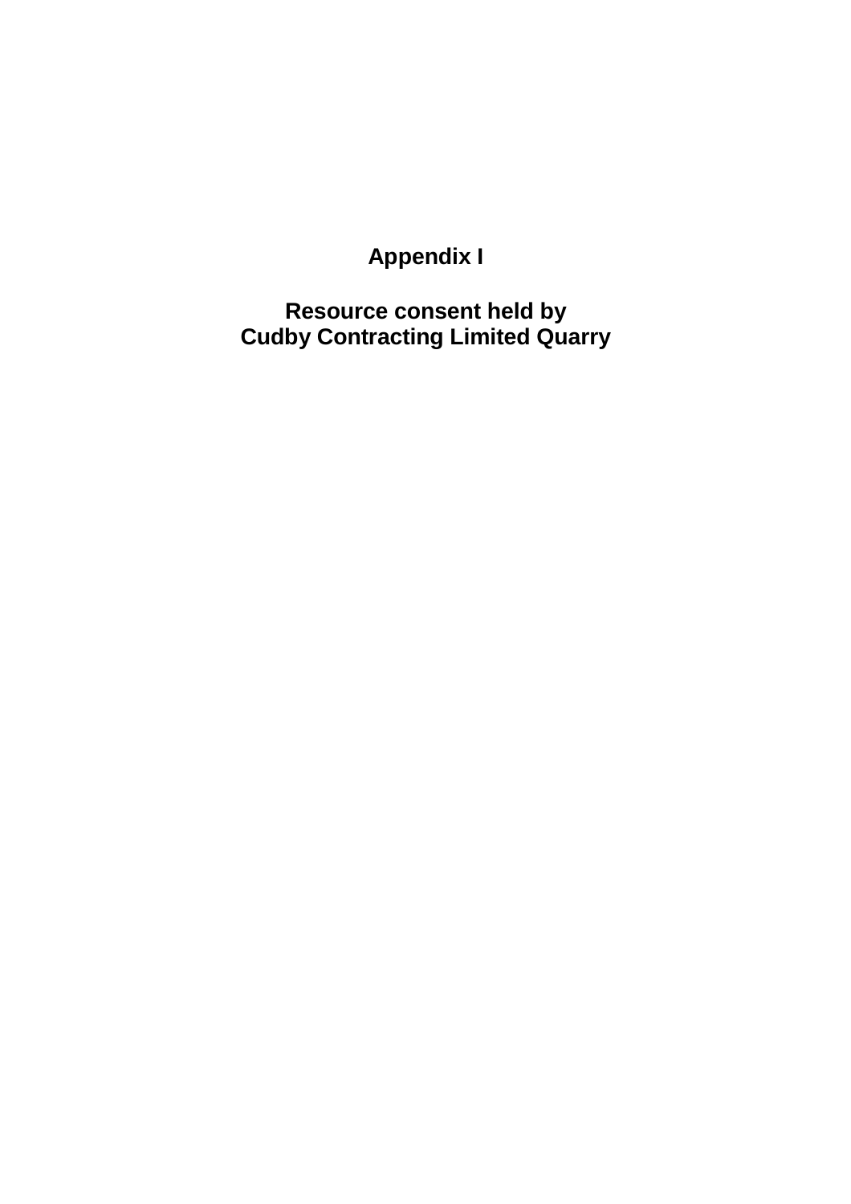# Appendix I

## Resource consent held by Cudby Contracting Limited Quarry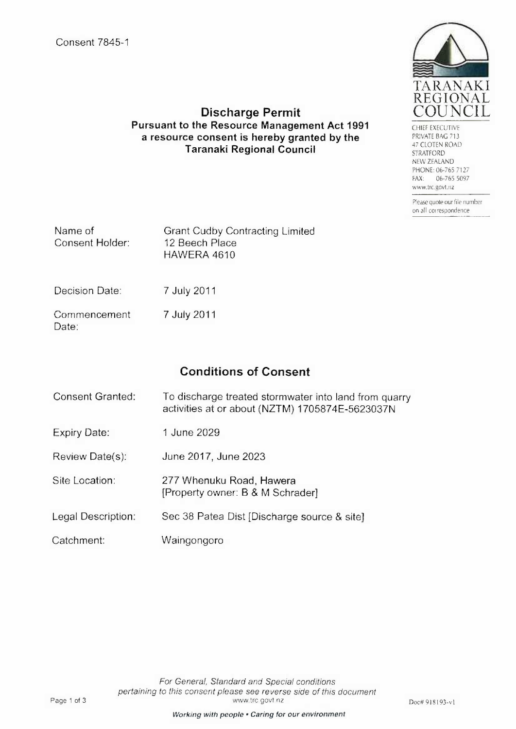Consent 7845-1

TARANAKI REGIONAL COUNCIL

CHIEF EXECUTIVE
PRIVATE BAG 713
47 CLOTEN ROAD
STRATFORD
NEW ZEALAND
PHONE: 06-765 7127
FAX: 06-765 5097
www.trc.govt.nz

Please quote our file number on all correspondence

# Discharge Permit

**Pursuant to the Resource Management Act 1991 a resource consent is hereby granted by the Taranaki Regional Council**

| | |
|---|---|
| Name of Consent Holder: | Grant Cudby Contracting Limited<br>12 Beech Place<br>HAWERA 4610 |
| Decision Date: | 7 July 2011 |
| Commencement Date: | 7 July 2011 |

## Conditions of Consent

| | |
|---|---|
| Consent Granted: | To discharge treated stormwater into land from quarry activities at or about (NZTM) 1705874E-5623037N |
| Expiry Date: | 1 June 2029 |
| Review Date(s): | June 2017, June 2023 |
| Site Location: | 277 Whenuku Road, Hawera<br>[Property owner: B & M Schrader] |
| Legal Description: | Sec 38 Patea Dist [Discharge source & site] |
| Catchment: | Waingongoro |

*For General, Standard and Special conditions pertaining to this consent please see reverse side of this document*

www.trc.govt.nz

Doc# 918193-v1

***Working with people • Caring for our environment***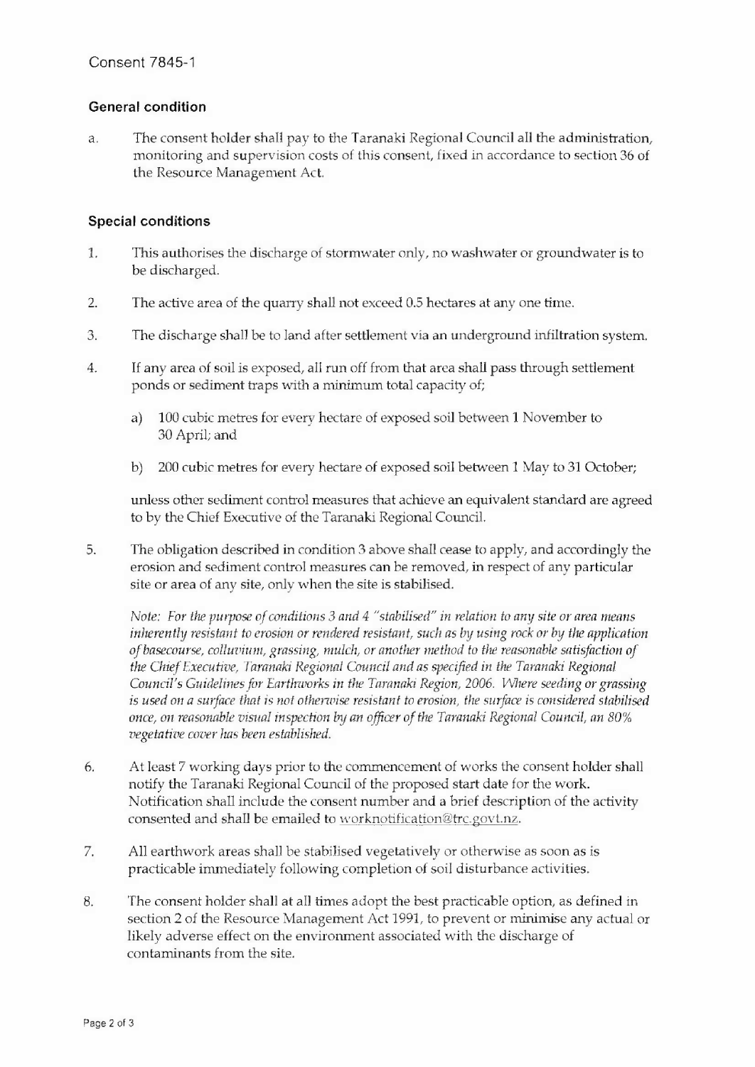Consent 7845-1

## General condition

a. The consent holder shall pay to the Taranaki Regional Council all the administration, monitoring and supervision costs of this consent, fixed in accordance to section 36 of the Resource Management Act.

## Special conditions

1. This authorises the discharge of stormwater only, no washwater or groundwater is to be discharged.

2. The active area of the quarry shall not exceed 0.5 hectares at any one time.

3. The discharge shall be to land after settlement via an underground infiltration system.

4. If any area of soil is exposed, all run off from that area shall pass through settlement ponds or sediment traps with a minimum total capacity of;

   a) 100 cubic metres for every hectare of exposed soil between 1 November to 30 April; and

   b) 200 cubic metres for every hectare of exposed soil between 1 May to 31 October;

   unless other sediment control measures that achieve an equivalent standard are agreed to by the Chief Executive of the Taranaki Regional Council.

5. The obligation described in condition 3 above shall cease to apply, and accordingly the erosion and sediment control measures can be removed, in respect of any particular site or area of any site, only when the site is stabilised.

   *Note: For the purpose of conditions 3 and 4 "stabilised" in relation to any site or area means inherently resistant to erosion or rendered resistant, such as by using rock or by the application of basecourse, colluvium, grassing, mulch, or another method to the reasonable satisfaction of the Chief Executive, Taranaki Regional Council and as specified in the Taranaki Regional Council's Guidelines for Earthworks in the Taranaki Region, 2006. Where seeding or grassing is used on a surface that is not otherwise resistant to erosion, the surface is considered stabilised once, on reasonable visual inspection by an officer of the Taranaki Regional Council, an 80% vegetative cover has been established.*

6. At least 7 working days prior to the commencement of works the consent holder shall notify the Taranaki Regional Council of the proposed start date for the work. Notification shall include the consent number and a brief description of the activity consented and shall be emailed to worknotification@trc.govt.nz.

7. All earthwork areas shall be stabilised vegetatively or otherwise as soon as is practicable immediately following completion of soil disturbance activities.

8. The consent holder shall at all times adopt the best practicable option, as defined in section 2 of the Resource Management Act 1991, to prevent or minimise any actual or likely adverse effect on the environment associated with the discharge of contaminants from the site.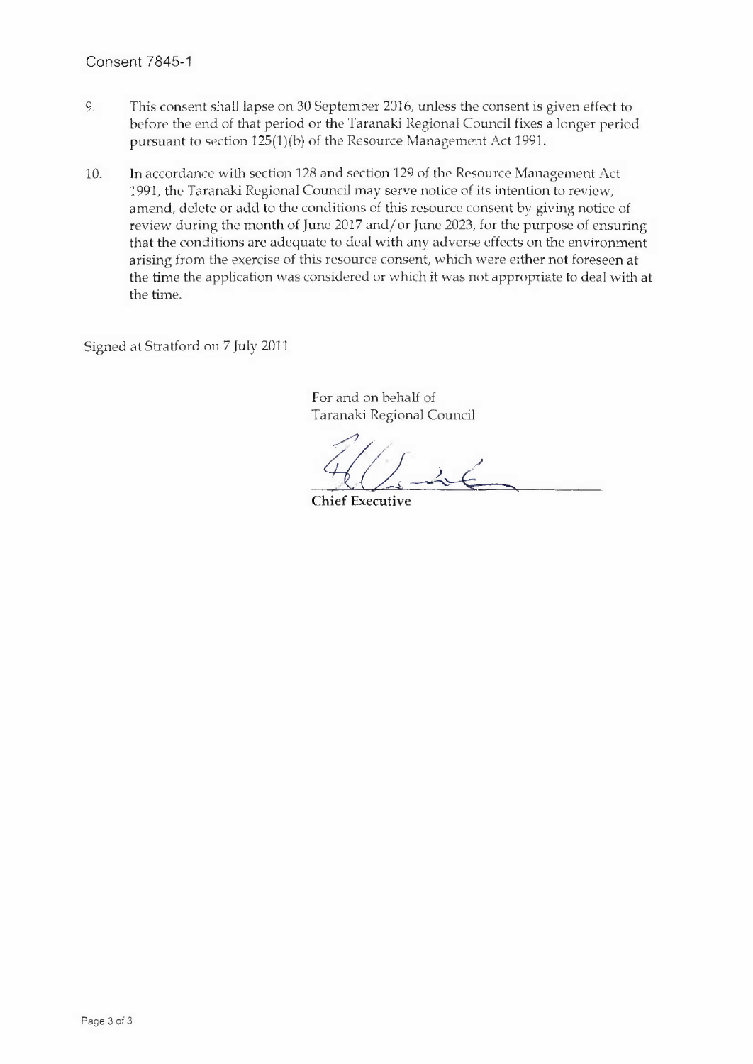Consent 7845-1

9. This consent shall lapse on 30 September 2016, unless the consent is given effect to before the end of that period or the Taranaki Regional Council fixes a longer period pursuant to section 125(1)(b) of the Resource Management Act 1991.

10. In accordance with section 128 and section 129 of the Resource Management Act 1991, the Taranaki Regional Council may serve notice of its intention to review, amend, delete or add to the conditions of this resource consent by giving notice of review during the month of June 2017 and/or June 2023, for the purpose of ensuring that the conditions are adequate to deal with any adverse effects on the environment arising from the exercise of this resource consent, which were either not foreseen at the time the application was considered or which it was not appropriate to deal with at the time.

Signed at Stratford on 7 July 2011

For and on behalf of
Taranaki Regional Council

**Chief Executive**